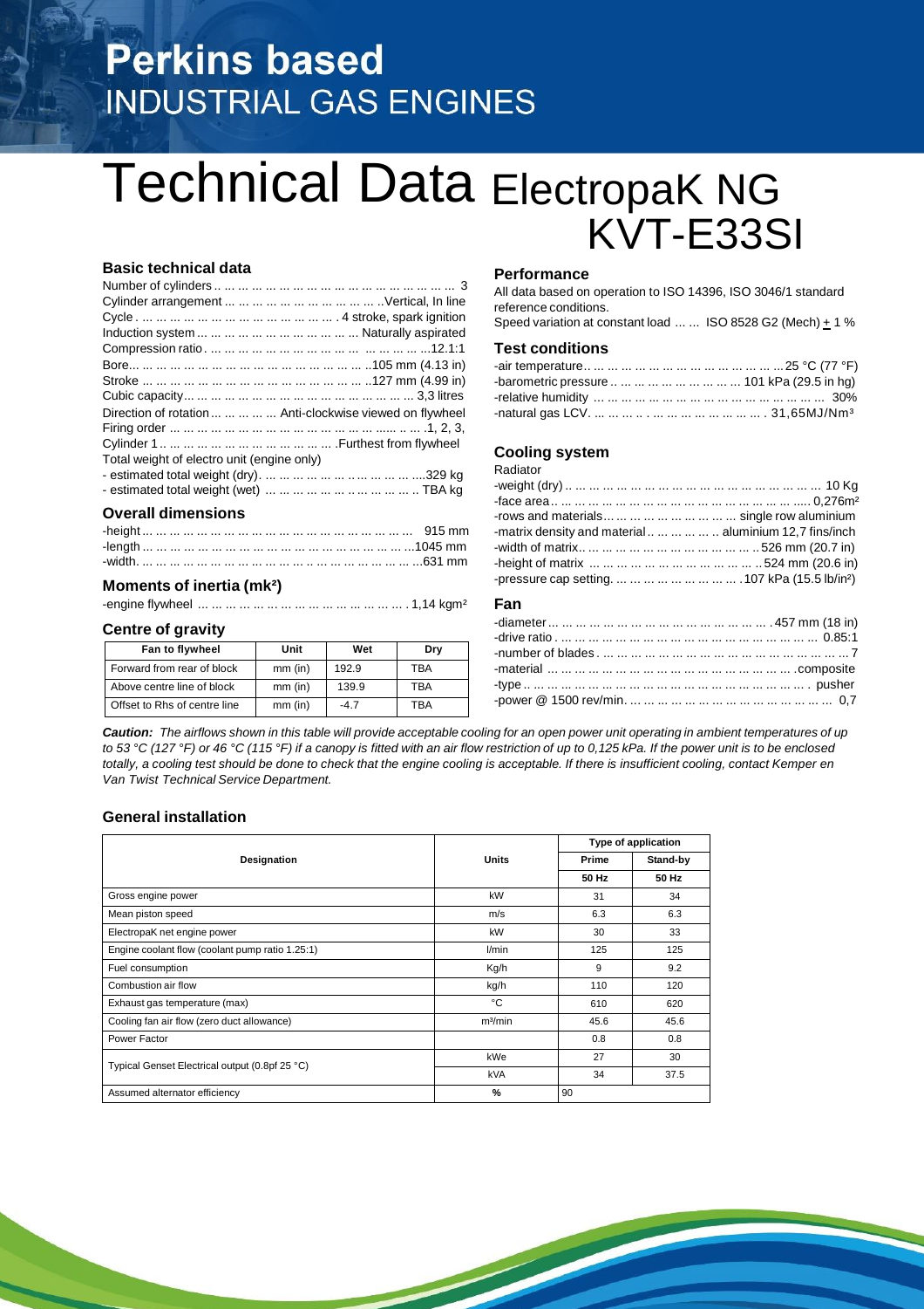# Perkins based
## INDUSTRIAL GAS ENGINES

# Technical Data ElectropaK NG KVT-E33SI

### Basic technical data

Number of cylinders ... ... ... ... ... ... ... ... ... ... ... ... ... ... ... ... 3
Cylinder arrangement ... ... ... ... ... ... ... ... ... ... ... ..Vertical, In line
Cycle . ... ... ... ... ... ... ... ... ... ... ... ... . 4 stroke, spark ignition
Induction system ... ... ... ... ... ... ... ... ... ... ... Naturally aspirated
Compression ratio . ... ... ... ... ... ... ... ... ... ... ... ... ... ... ...12.1:1
Bore... ... ... ... ... ... ... ... ... ... ... ... ... ... ... ... ..105 mm (4.13 in)
Stroke ... ... ... ... ... ... ... ... ... ... ... ... ... ... ... ..127 mm (4.99 in)
Cubic capacity... ... ... ... ... ... ... ... ... ... ... ... ... ... ... 3,3 litres
Direction of rotation ... ... ... ... ... Anti-clockwise viewed on flywheel
Firing order ... ... ... ... ... ... ... ... ... ... ... ... ... ...... .. ... .1, 2, 3,
Cylinder 1 .. ... ... ... ... ... ... ... ... ... ... ... .Furthest from flywheel
Total weight of electro unit (engine only)
- estimated total weight (dry). ... ... ... ... ... .. ... ... ... ....329 kg
- estimated total weight (wet) ... ... ... ... ... .. ... ... ... .. TBA kg

### Overall dimensions

-height ... ... ... ... ... ... ... ... ... ... ... ... ... ... ... ... ... 915 mm
-length ... ... ... ... ... ... ... ... ... ... ... ... ... ... ... ... ...1045 mm
-width. ... ... ... ... ... ... ... ... ... ... ... ... ... ... ... ... ...631 mm

### Moments of inertia (mk²)

-engine flywheel ... ... ... ... ... ... ... ... ... ... ... ... ... . 1,14 kgm²

### Centre of gravity

| Fan to flywheel | Unit | Wet | Dry |
|---|---|---|---|
| Forward from rear of block | mm (in) | 192.9 | TBA |
| Above centre line of block | mm (in) | 139.9 | TBA |
| Offset to Rhs of centre line | mm (in) | -4.7 | TBA |

### Performance

All data based on operation to ISO 14396, ISO 3046/1 standard reference conditions.
Speed variation at constant load ... ... ISO 8528 G2 (Mech) ± 1 %

### Test conditions

-air temperature.. ... ... ... ... ... ... ... ... ... ... ... ... 25 °C (77 °F)
-barometric pressure .. ... ... ... ... ... ... ... ... 101 kPa (29.5 in hg)
-relative humidity ... ... ... ... ... ... ... ... ... ... ... ... ... ... ... 30%
-natural gas LCV. ... ... ... .. . ... ... ... ... ... ... ... . 31,65MJ/Nm³

### Cooling system

Radiator
-weight (dry) .. ... ... ... ... ... ... ... ... ... ... ... ... ... ... ... ... 10 Kg
-face area .. ... ... ... ... ... ... ... ... ... ... ... ... ... ... ... ..... 0,276m²
-rows and materials... ... ... ... ... ... ... ... single row aluminium
-matrix density and material .. ... ... ... ... .. aluminium 12,7 fins/inch
-width of matrix.. ... ... ... ... ... ... ... ... ... ... ... ..526 mm (20.7 in)
-height of matrix ... ... ... ... ... ... ... ... ... ... ... ..524 mm (20.6 in)
-pressure cap setting. ... ... ... ... ... ... ... ... .107 kPa (15.5 lb/in²)

### Fan

-diameter ... ... ... ... ... ... ... ... ... ... ... ... ... ... .457 mm (18 in)
-drive ratio . ... ... ... ... ... ... ... ... ... ... ... ... ... ... ... ... 0.85:1
-number of blades . ... ... ... ... ... ... ... ... ... ... ... ... ... ... ... ... 7
-material ... ... ... ... ... ... ... ... ... ... ... ... ... ... ... ... .composite
-type .. ... ... ... ... ... ... ... ... ... ... ... ... ... ... ... ... ... . pusher
-power @ 1500 rev/min. ... ... ... ... ... ... ... ... ... ... ... ... ... 0,7

***Caution:*** *The airflows shown in this table will provide acceptable cooling for an open power unit operating in ambient temperatures of up to 53 °C (127 °F) or 46 °C (115 °F) if a canopy is fitted with an air flow restriction of up to 0,125 kPa. If the power unit is to be enclosed totally, a cooling test should be done to check that the engine cooling is acceptable. If there is insufficient cooling, contact Kemper en Van Twist Technical Service Department.*

### General installation

| Designation | Units | Type of application | |
|---|---|---|---|
| | | Prime | Stand-by |
| | | 50 Hz | 50 Hz |
| Gross engine power | kW | 31 | 34 |
| Mean piston speed | m/s | 6.3 | 6.3 |
| ElectropaK net engine power | kW | 30 | 33 |
| Engine coolant flow (coolant pump ratio 1.25:1) | l/min | 125 | 125 |
| Fuel consumption | Kg/h | 9 | 9.2 |
| Combustion air flow | kg/h | 110 | 120 |
| Exhaust gas temperature (max) | °C | 610 | 620 |
| Cooling fan air flow (zero duct allowance) | m³/min | 45.6 | 45.6 |
| Power Factor | | 0.8 | 0.8 |
| Typical Genset Electrical output (0.8pf 25 °C) | kWe | 27 | 30 |
| | kVA | 34 | 37.5 |
| Assumed alternator efficiency | % | 90 | |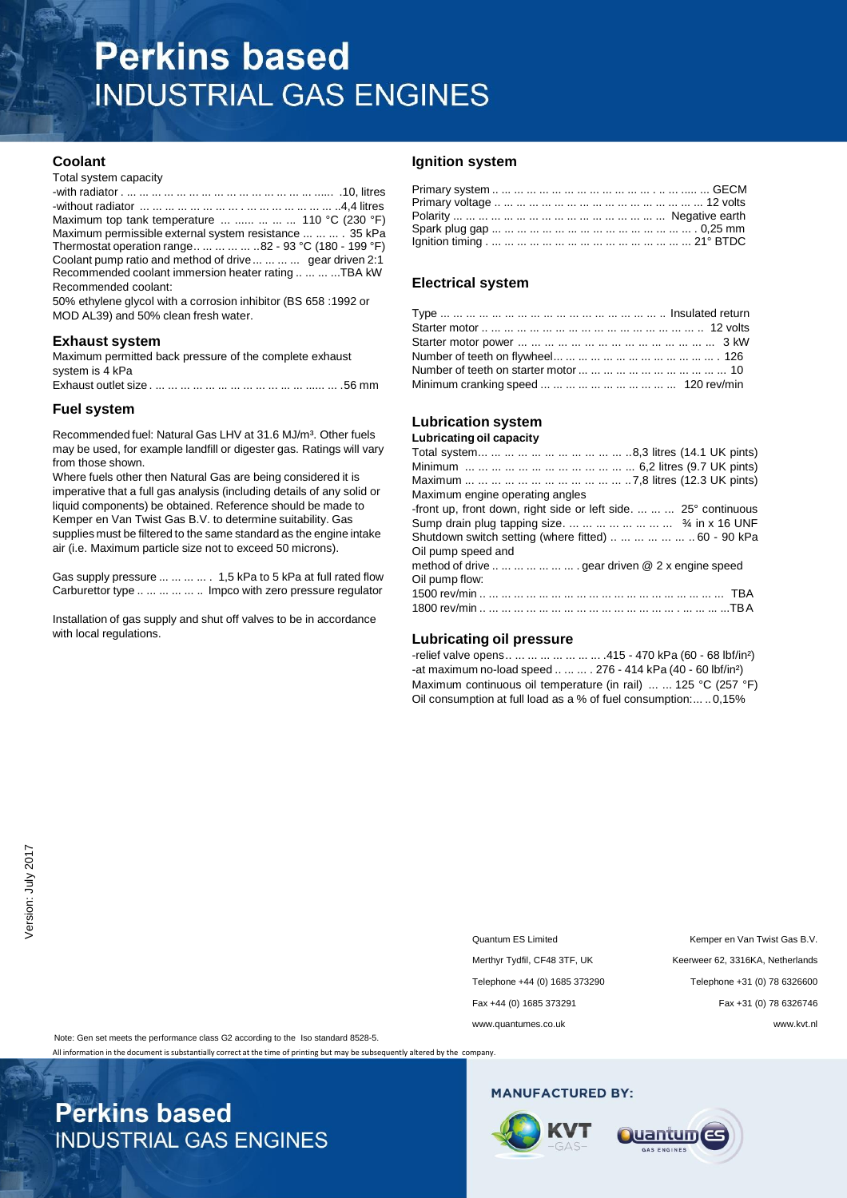# Perkins based
## INDUSTRIAL GAS ENGINES

### Coolant

Total system capacity

-with radiator . ... ... ... ... ... ... ... ... ... ... ... ... ... ... ...... .10, litres
-without radiator ... ... ... ... ... ... ... ... . ... ... ... ... ... ... ..4,4 litres
Maximum top tank temperature ... ...... ... ... ... 110 °C (230 °F)
Maximum permissible external system resistance ... ... ... . 35 kPa
Thermostat operation range.. ... ... ... ... ..82 - 93 °C (180 - 199 °F)
Coolant pump ratio and method of drive ... ... ... ... gear driven 2:1
Recommended coolant immersion heater rating .. ... ... ...TBA kW
Recommended coolant:

50% ethylene glycol with a corrosion inhibitor (BS 658 :1992 or MOD AL39) and 50% clean fresh water.

### Exhaust system

Maximum permitted back pressure of the complete exhaust system is 4 kPa
Exhaust outlet size . ... ... ... ... ... ... ... ... ... ... ... ... ...... ... .56 mm

### Fuel system

Recommended fuel: Natural Gas LHV at 31.6 MJ/m³. Other fuels may be used, for example landfill or digester gas. Ratings will vary from those shown.

Where fuels other then Natural Gas are being considered it is imperative that a full gas analysis (including details of any solid or liquid components) be obtained. Reference should be made to Kemper en Van Twist Gas B.V. to determine suitability. Gas supplies must be filtered to the same standard as the engine intake air (i.e. Maximum particle size not to exceed 50 microns).

Gas supply pressure ... ... ... ... . 1,5 kPa to 5 kPa at full rated flow
Carburettor type .. ... ... ... ... .. Impco with zero pressure regulator

Installation of gas supply and shut off valves to be in accordance with local regulations.

### Ignition system

Primary system .. ... ... ... ... ... ... ... ... ... ... ... . . ... ..... ... GECM
Primary voltage .. ... ... ... ... ... ... ... ... ... ... ... ... ... ... ... 12 volts
Polarity ... ... ... ... ... ... ... ... ... ... ... ... ... ... ... ... ... Negative earth
Spark plug gap ... ... ... ... ... ... ... ... ... ... ... ... ... ... ... . 0,25 mm
Ignition timing . ... ... ... ... ... ... ... ... ... ... ... ... ... ... ... 21° BTDC

### Electrical system

Type ... ... ... ... ... ... ... ... ... ... ... ... ... ... ... ... ... .. Insulated return
Starter motor .. ... ... ... ... ... ... ... ... ... ... ... ... ... ... ... ... .. 12 volts
Starter motor power ... ... ... ... ... ... ... ... ... ... ... ... ... ... ... 3 kW
Number of teeth on flywheel... ... ... ... ... ... ... ... ... ... ... ... . 126
Number of teeth on starter motor ... ... ... ... ... ... ... ... ... ... ... 10
Minimum cranking speed ... ... ... ... ... ... ... ... ... ... 120 rev/min

### Lubrication system

**Lubricating oil capacity**

Total system... ... ... ... ... ... ... ... ... ..8,3 litres (14.1 UK pints)
Minimum ... ... ... ... ... ... ... ... ... ... ... ... 6,2 litres (9.7 UK pints)
Maximum ... ... ... ... ... ... ... ... ... ... ... ..7,8 litres (12.3 UK pints)
Maximum engine operating angles
-front up, front down, right side or left side. ... ... ... 25° continuous
Sump drain plug tapping size. ... ... ... ... ... ... ... ¾ in x 16 UNF
Shutdown switch setting (where fitted) .. ... ... ... ... .. 60 - 90 kPa
Oil pump speed and
method of drive .. ... ... ... ... ... ... . gear driven @ 2 x engine speed
Oil pump flow:
1500 rev/min .. ... ... ... ... ... ... ... ... ... ... ... ... ... ... ... ... ... TBA
1800 rev/min .. ... ... ... ... ... ... ... ... ... ... ... ... ... . ... ... ... ...TBA

### Lubricating oil pressure

-relief valve opens.. ... ... ... ... ... ... .415 - 470 kPa (60 - 68 lbf/in²)
-at maximum no-load speed .. ... ... . 276 - 414 kPa (40 - 60 lbf/in²)
Maximum continuous oil temperature (in rail) ... ... 125 °C (257 °F)
Oil consumption at full load as a % of fuel consumption:... .. 0,15%

Version: July 2017

Quantum ES Limited
Merthyr Tydfil, CF48 3TF, UK
Telephone +44 (0) 1685 373290
Fax +44 (0) 1685 373291
www.quantumes.co.uk

Kemper en Van Twist Gas B.V.
Keerweer 62, 3316KA, Netherlands
Telephone +31 (0) 78 6326600
Fax +31 (0) 78 6326746
www.kvt.nl

Note: Gen set meets the performance class G2 according to the Iso standard 8528-5.

All information in the document is substantially correct at the time of printing but may be subsequently altered by the company.

# Perkins based
## INDUSTRIAL GAS ENGINES

**MANUFACTURED BY:**

KVT -GAS-   Quantum ES GAS ENGINES